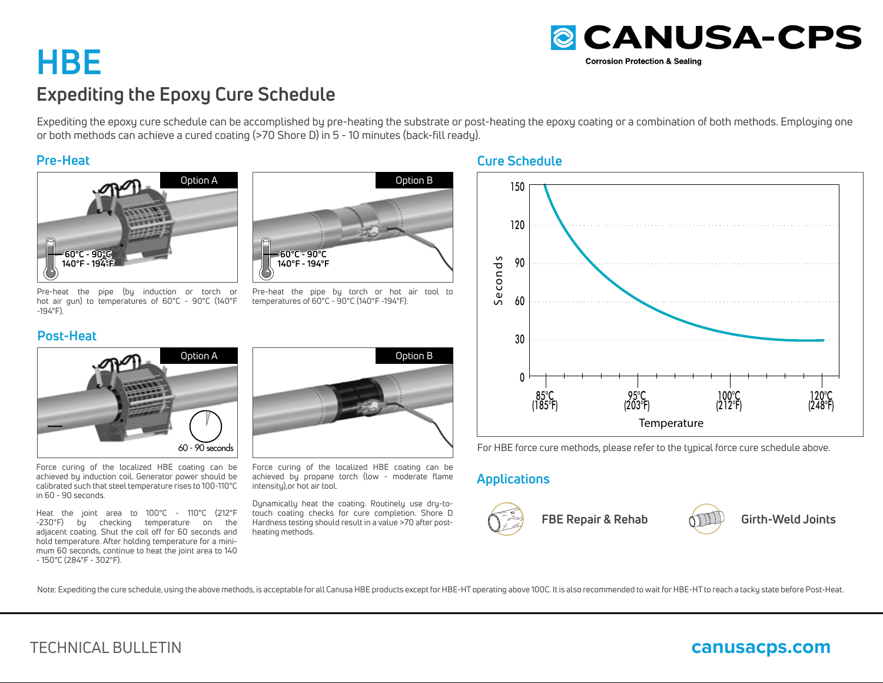CANUSA-CPS
Corrosion Protection & Sealing

# HBE

## Expediting the Epoxy Cure Schedule

Expediting the epoxy cure schedule can be accomplished by pre-heating the substrate or post-heating the epoxy coating or a combination of both methods. Employing one or both methods can achieve a cured coating (>70 Shore D) in 5 - 10 minutes (back-fill ready).

### Pre-Heat

**Option A**

60°C - 90°C
140°F - 194°F

Pre-heat the pipe (by induction or torch or hot air gun) to temperatures of 60°C - 90°C (140°F -194°F).

**Option B**

60°C - 90°C
140°F - 194°F

Pre-heat the pipe by torch or hot air tool to temperatures of 60°C - 90°C (140°F -194°F).

### Post-Heat

**Option A**

60 - 90 seconds

Force curing of the localized HBE coating can be achieved by induction coil. Generator power should be calibrated such that steel temperature rises to 100-110°C in 60 - 90 seconds.

Heat the joint area to 100°C - 110°C (212°F -230°F) by checking temperature on the adjacent coating. Shut the coil off for 60 seconds and hold temperature. After holding temperature for a minimum 60 seconds, continue to heat the joint area to 140 - 150°C (284°F - 302°F).

**Option B**

Force curing of the localized HBE coating can be achieved by propane torch (low - moderate flame intensity),or hot air tool.

Dynamically heat the coating. Routinely use dry-to-touch coating checks for cure completion. Shore D Hardness testing should result in a value >70 after post-heating methods.

### Cure Schedule

Seconds (0, 30, 60, 90, 120, 150) vs. Temperature: 85°C (185°F), 95°C (203°F), 100°C (212°F), 120°C (248°F)

For HBE force cure methods, please refer to the typical force cure schedule above.

### Applications

FBE Repair & Rehab

Girth-Weld Joints

Note: Expediting the cure schedule, using the above methods, is acceptable for all Canusa HBE products except for HBE-HT operating above 100C. It is also recommended to wait for HBE-HT to reach a tacky state before Post-Heat.

TECHNICAL BULLETIN

canusacps.com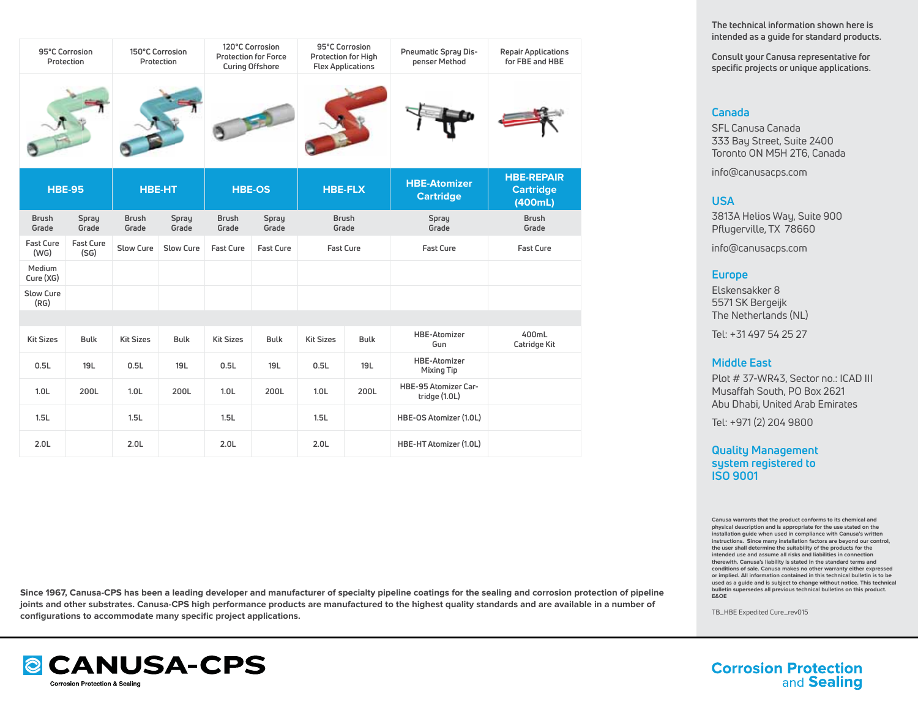| 95°C Corrosion Protection | | 150°C Corrosion Protection | | 120°C Corrosion Protection for Force Curing Offshore | | 95°C Corrosion Protection for High Flex Applications | | Pneumatic Spray Dispenser Method | Repair Applications for FBE and HBE |
|---|---|---|---|---|---|---|---|---|---|
| **HBE-95** | | **HBE-HT** | | **HBE-OS** | | **HBE-FLX** | | **HBE-Atomizer Cartridge** | **HBE-REPAIR Cartridge (400mL)** |
| Brush Grade | Spray Grade | Brush Grade | Spray Grade | Brush Grade | Spray Grade | Brush Grade | | Spray Grade | Brush Grade |
| Fast Cure (WG) | Fast Cure (SG) | Slow Cure | Slow Cure | Fast Cure | Fast Cure | Fast Cure | | Fast Cure | Fast Cure |
| Medium Cure (XG) | | | | | | | | | |
| Slow Cure (RG) | | | | | | | | | |
| | | | | | | | | | |
| Kit Sizes | Bulk | Kit Sizes | Bulk | Kit Sizes | Bulk | Kit Sizes | Bulk | HBE-Atomizer Gun | 400mL Cartridge Kit |
| 0.5L | 19L | 0.5L | 19L | 0.5L | 19L | 0.5L | 19L | HBE-Atomizer Mixing Tip | |
| 1.0L | 200L | 1.0L | 200L | 1.0L | 200L | 1.0L | 200L | HBE-95 Atomizer Cartridge (1.0L) | |
| 1.5L | | 1.5L | | 1.5L | | 1.5L | | HBE-OS Atomizer (1.0L) | |
| 2.0L | | 2.0L | | 2.0L | | 2.0L | | HBE-HT Atomizer (1.0L) | |

**Since 1967, Canusa-CPS has been a leading developer and manufacturer of specialty pipeline coatings for the sealing and corrosion protection of pipeline joints and other substrates. Canusa-CPS high performance products are manufactured to the highest quality standards and are available in a number of configurations to accommodate many specific project applications.**

The technical information shown here is intended as a guide for standard products.

Consult your Canusa representative for specific projects or unique applications.

## Canada

SFL Canusa Canada
333 Bay Street, Suite 2400
Toronto ON M5H 2T6, Canada

info@canusacps.com

## USA

3813A Helios Way, Suite 900
Pflugerville, TX 78660

info@canusacps.com

## Europe

Elskensakker 8
5571 SK Bergeijk
The Netherlands (NL)

Tel: +31 497 54 25 27

## Middle East

Plot # 37-WR43, Sector no.: ICAD III
Musaffah South, PO Box 2621
Abu Dhabi, United Arab Emirates

Tel: +971 (2) 204 9800

## Quality Management system registered to ISO 9001

Canusa warrants that the product conforms to its chemical and physical description and is appropriate for the use stated on the installation guide when used in compliance with Canusa's written instructions. Since many installation factors are beyond our control, the user shall determine the suitability of the products for the intended use and assume all risks and liabilities in connection therewith. Canusa's liability is stated in the standard terms and conditions of sale. Canusa makes no other warranty either expressed or implied. All information contained in this technical bulletin is to be used as a guide and is subject to change without notice. This technical bulletin supersedes all previous technical bulletins on this product. E&OE

TB_HBE Expedited Cure_rev015

**CANUSA-CPS**
Corrosion Protection & Sealing

**Corrosion Protection** and **Sealing**